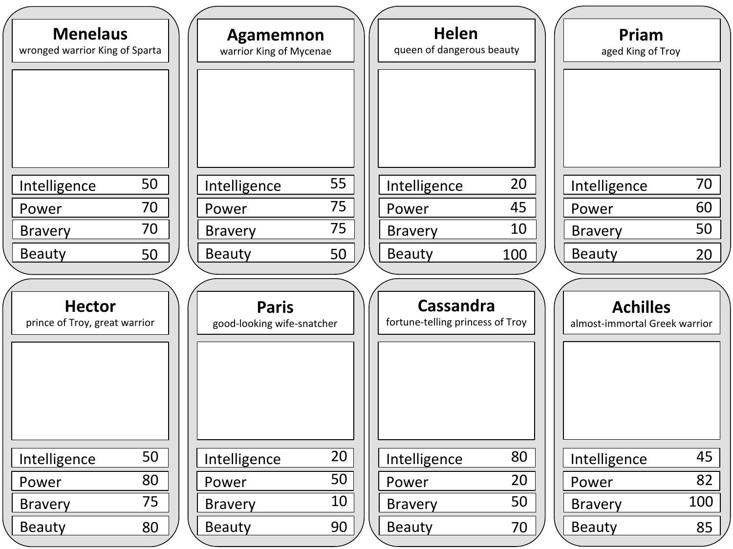## Menelaus

wronged warrior King of Sparta

| Intelligence | 50 |
| --- | --- |
| Power | 70 |
| Bravery | 70 |
| Beauty | 50 |

## Agamemnon

warrior King of Mycenae

| Intelligence | 55 |
| --- | --- |
| Power | 75 |
| Bravery | 75 |
| Beauty | 50 |

## Helen

queen of dangerous beauty

| Intelligence | 20 |
| --- | --- |
| Power | 45 |
| Bravery | 10 |
| Beauty | 100 |

## Priam

aged King of Troy

| Intelligence | 70 |
| --- | --- |
| Power | 60 |
| Bravery | 50 |
| Beauty | 20 |

## Hector

prince of Troy, great warrior

| Intelligence | 50 |
| --- | --- |
| Power | 80 |
| Bravery | 75 |
| Beauty | 80 |

## Paris

good-looking wife-snatcher

| Intelligence | 20 |
| --- | --- |
| Power | 50 |
| Bravery | 10 |
| Beauty | 90 |

## Cassandra

fortune-telling princess of Troy

| Intelligence | 80 |
| --- | --- |
| Power | 20 |
| Bravery | 50 |
| Beauty | 70 |

## Achilles

almost-immortal Greek warrior

| Intelligence | 45 |
| --- | --- |
| Power | 82 |
| Bravery | 100 |
| Beauty | 85 |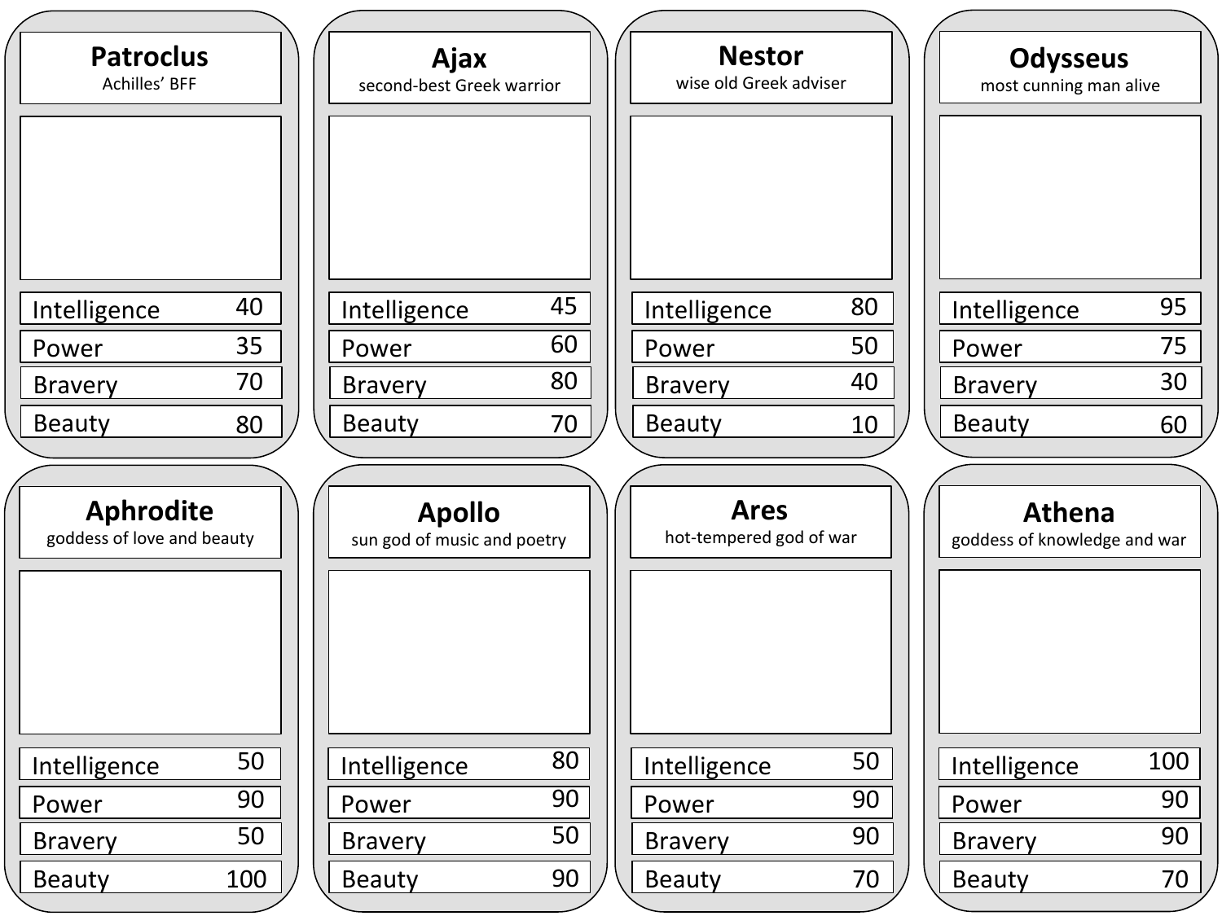## Patroclus
Achilles' BFF

| Intelligence | 40 |
| --- | --- |
| Power | 35 |
| Bravery | 70 |
| Beauty | 80 |

## Ajax
second-best Greek warrior

| Intelligence | 45 |
| --- | --- |
| Power | 60 |
| Bravery | 80 |
| Beauty | 70 |

## Nestor
wise old Greek adviser

| Intelligence | 80 |
| --- | --- |
| Power | 50 |
| Bravery | 40 |
| Beauty | 10 |

## Odysseus
most cunning man alive

| Intelligence | 95 |
| --- | --- |
| Power | 75 |
| Bravery | 30 |
| Beauty | 60 |

## Aphrodite
goddess of love and beauty

| Intelligence | 50 |
| --- | --- |
| Power | 90 |
| Bravery | 50 |
| Beauty | 100 |

## Apollo
sun god of music and poetry

| Intelligence | 80 |
| --- | --- |
| Power | 90 |
| Bravery | 50 |
| Beauty | 90 |

## Ares
hot-tempered god of war

| Intelligence | 50 |
| --- | --- |
| Power | 90 |
| Bravery | 90 |
| Beauty | 70 |

## Athena
goddess of knowledge and war

| Intelligence | 100 |
| --- | --- |
| Power | 90 |
| Bravery | 90 |
| Beauty | 70 |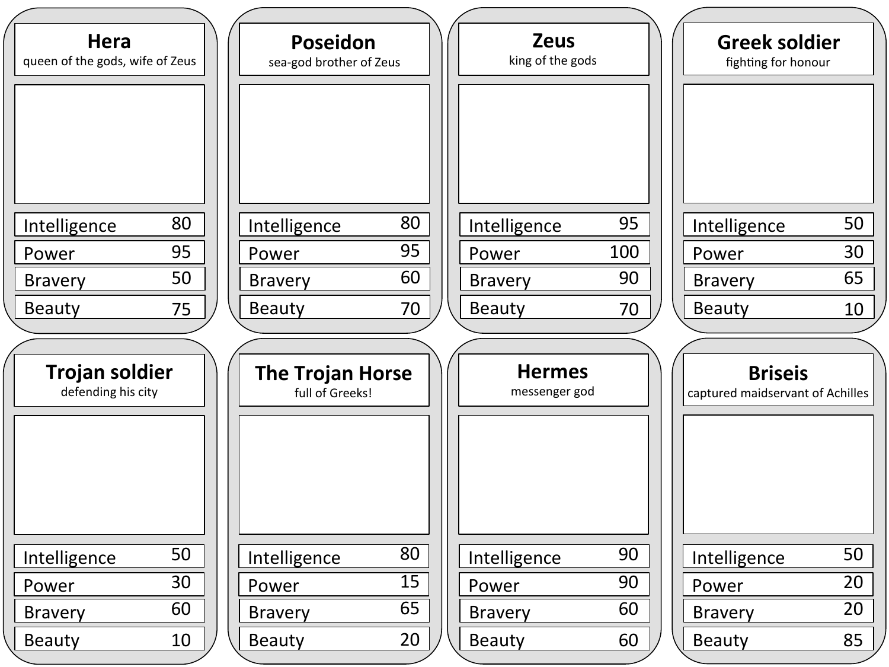## Hera
queen of the gods, wife of Zeus

| | |
|---|---|
| Intelligence | 80 |
| Power | 95 |
| Bravery | 50 |
| Beauty | 75 |

## Poseidon
sea-god brother of Zeus

| | |
|---|---|
| Intelligence | 80 |
| Power | 95 |
| Bravery | 60 |
| Beauty | 70 |

## Zeus
king of the gods

| | |
|---|---|
| Intelligence | 95 |
| Power | 100 |
| Bravery | 90 |
| Beauty | 70 |

## Greek soldier
fighting for honour

| | |
|---|---|
| Intelligence | 50 |
| Power | 30 |
| Bravery | 65 |
| Beauty | 10 |

## Trojan soldier
defending his city

| | |
|---|---|
| Intelligence | 50 |
| Power | 30 |
| Bravery | 60 |
| Beauty | 10 |

## The Trojan Horse
full of Greeks!

| | |
|---|---|
| Intelligence | 80 |
| Power | 15 |
| Bravery | 65 |
| Beauty | 20 |

## Hermes
messenger god

| | |
|---|---|
| Intelligence | 90 |
| Power | 90 |
| Bravery | 60 |
| Beauty | 60 |

## Briseis
captured maidservant of Achilles

| | |
|---|---|
| Intelligence | 50 |
| Power | 20 |
| Bravery | 20 |
| Beauty | 85 |